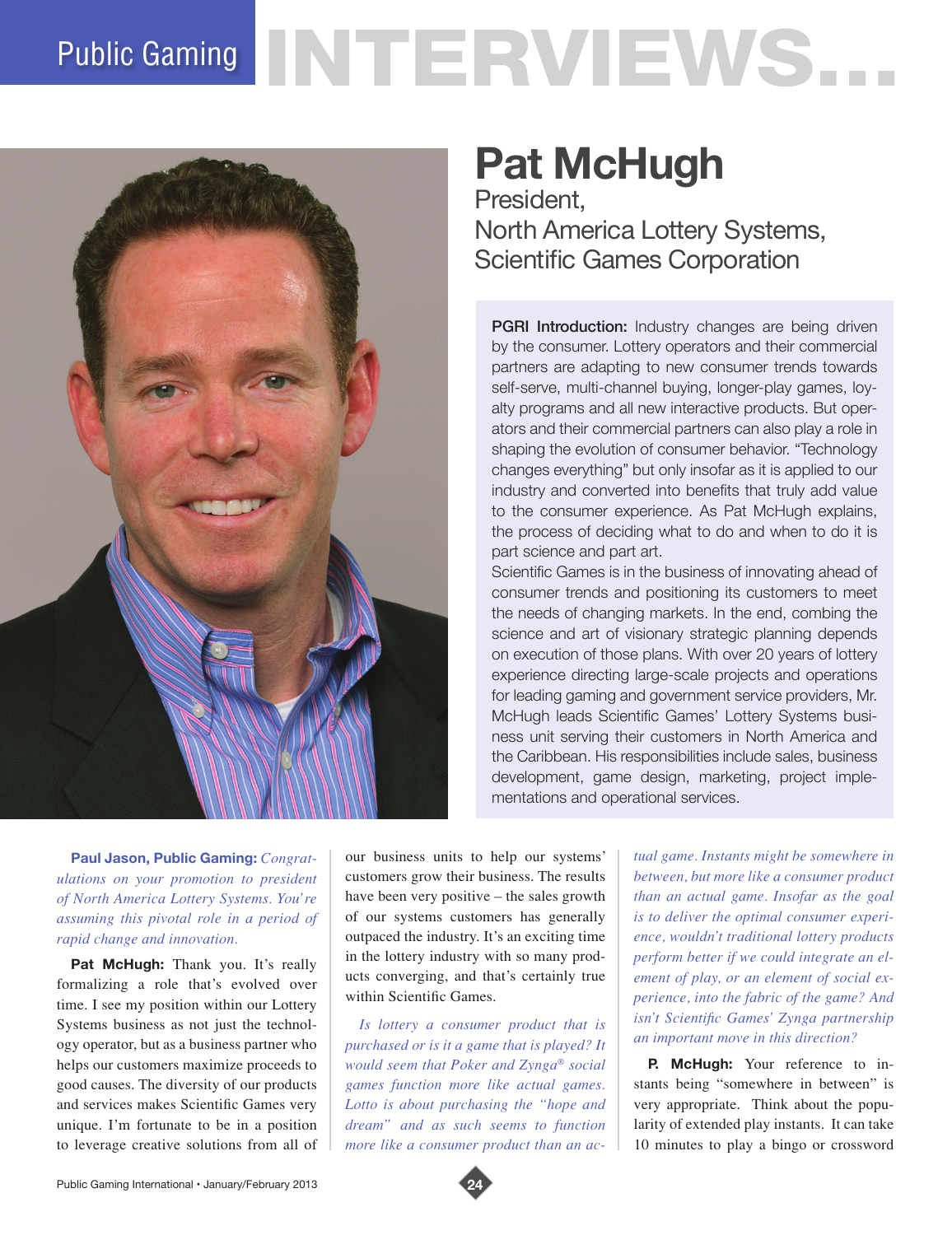# Public Gaming INTERVIEWS...

## Pat McHugh

President,
North America Lottery Systems,
Scientific Games Corporation

**PGRI Introduction:** Industry changes are being driven by the consumer. Lottery operators and their commercial partners are adapting to new consumer trends towards self-serve, multi-channel buying, longer-play games, loyalty programs and all new interactive products. But operators and their commercial partners can also play a role in shaping the evolution of consumer behavior. "Technology changes everything" but only insofar as it is applied to our industry and converted into benefits that truly add value to the consumer experience. As Pat McHugh explains, the process of deciding what to do and when to do it is part science and part art.

Scientific Games is in the business of innovating ahead of consumer trends and positioning its customers to meet the needs of changing markets. In the end, combing the science and art of visionary strategic planning depends on execution of those plans. With over 20 years of lottery experience directing large-scale projects and operations for leading gaming and government service providers, Mr. McHugh leads Scientific Games' Lottery Systems business unit serving their customers in North America and the Caribbean. His responsibilities include sales, business development, game design, marketing, project implementations and operational services.

**Paul Jason, Public Gaming:** *Congratulations on your promotion to president of North America Lottery Systems. You're assuming this pivotal role in a period of rapid change and innovation.*

**Pat McHugh:** Thank you. It's really formalizing a role that's evolved over time. I see my position within our Lottery Systems business as not just the technology operator, but as a business partner who helps our customers maximize proceeds to good causes. The diversity of our products and services makes Scientific Games very unique. I'm fortunate to be in a position to leverage creative solutions from all of our business units to help our systems' customers grow their business. The results have been very positive – the sales growth of our systems customers has generally outpaced the industry. It's an exciting time in the lottery industry with so many products converging, and that's certainly true within Scientific Games.

*Is lottery a consumer product that is purchased or is it a game that is played? It would seem that Poker and Zynga® social games function more like actual games. Lotto is about purchasing the "hope and dream" and as such seems to function more like a consumer product than an actual game. Instants might be somewhere in between, but more like a consumer product than an actual game. Insofar as the goal is to deliver the optimal consumer experience, wouldn't traditional lottery products perform better if we could integrate an element of play, or an element of social experience, into the fabric of the game? And isn't Scientific Games' Zynga partnership an important move in this direction?*

**P. McHugh:** Your reference to instants being "somewhere in between" is very appropriate. Think about the popularity of extended play instants. It can take 10 minutes to play a bingo or crossword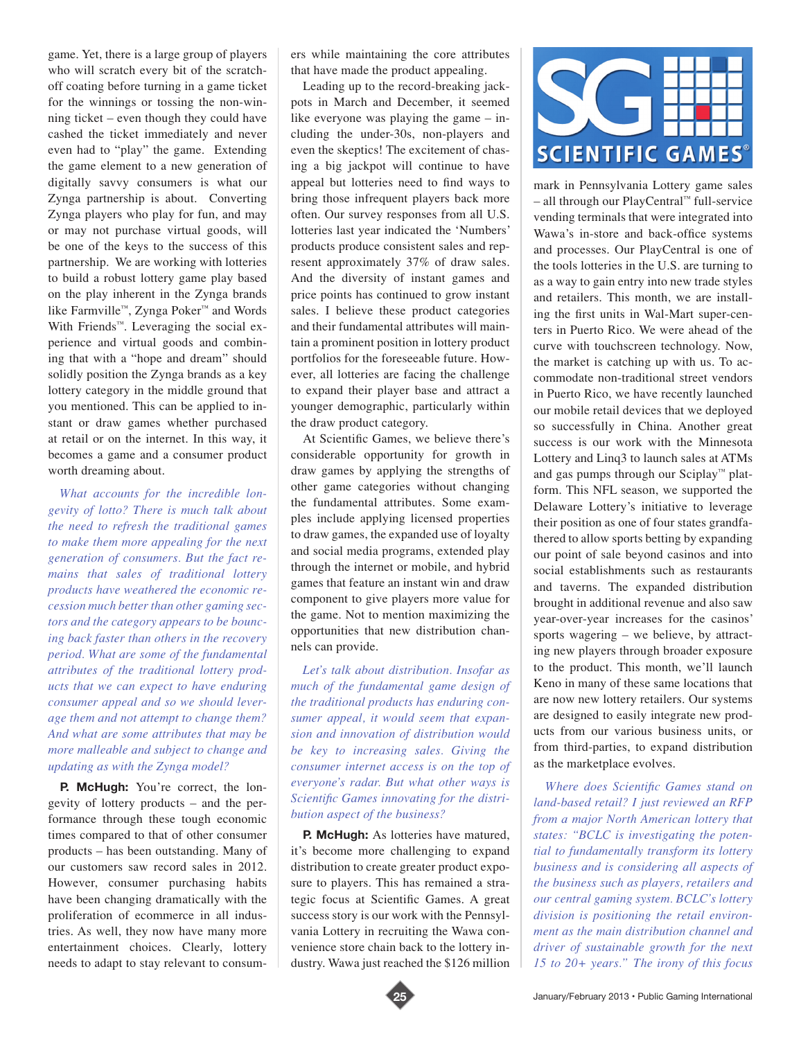game. Yet, there is a large group of players who will scratch every bit of the scratch-off coating before turning in a game ticket for the winnings or tossing the non-winning ticket – even though they could have cashed the ticket immediately and never even had to "play" the game. Extending the game element to a new generation of digitally savvy consumers is what our Zynga partnership is about. Converting Zynga players who play for fun, and may or may not purchase virtual goods, will be one of the keys to the success of this partnership. We are working with lotteries to build a robust lottery game play based on the play inherent in the Zynga brands like Farmville™, Zynga Poker™ and Words With Friends™. Leveraging the social experience and virtual goods and combining that with a "hope and dream" should solidly position the Zynga brands as a key lottery category in the middle ground that you mentioned. This can be applied to instant or draw games whether purchased at retail or on the internet. In this way, it becomes a game and a consumer product worth dreaming about.

*What accounts for the incredible longevity of lotto? There is much talk about the need to refresh the traditional games to make them more appealing for the next generation of consumers. But the fact remains that sales of traditional lottery products have weathered the economic recession much better than other gaming sectors and the category appears to be bouncing back faster than others in the recovery period. What are some of the fundamental attributes of the traditional lottery products that we can expect to have enduring consumer appeal and so we should leverage them and not attempt to change them? And what are some attributes that may be more malleable and subject to change and updating as with the Zynga model?*

**P. McHugh:** You're correct, the longevity of lottery products – and the performance through these tough economic times compared to that of other consumer products – has been outstanding. Many of our customers saw record sales in 2012. However, consumer purchasing habits have been changing dramatically with the proliferation of ecommerce in all industries. As well, they now have many more entertainment choices. Clearly, lottery needs to adapt to stay relevant to consumers while maintaining the core attributes that have made the product appealing.

Leading up to the record-breaking jackpots in March and December, it seemed like everyone was playing the game – including the under-30s, non-players and even the skeptics! The excitement of chasing a big jackpot will continue to have appeal but lotteries need to find ways to bring those infrequent players back more often. Our survey responses from all U.S. lotteries last year indicated the 'Numbers' products produce consistent sales and represent approximately 37% of draw sales. And the diversity of instant games and price points has continued to grow instant sales. I believe these product categories and their fundamental attributes will maintain a prominent position in lottery product portfolios for the foreseeable future. However, all lotteries are facing the challenge to expand their player base and attract a younger demographic, particularly within the draw product category.

At Scientific Games, we believe there's considerable opportunity for growth in draw games by applying the strengths of other game categories without changing the fundamental attributes. Some examples include applying licensed properties to draw games, the expanded use of loyalty and social media programs, extended play through the internet or mobile, and hybrid games that feature an instant win and draw component to give players more value for the game. Not to mention maximizing the opportunities that new distribution channels can provide.

*Let's talk about distribution. Insofar as much of the fundamental game design of the traditional products has enduring consumer appeal, it would seem that expansion and innovation of distribution would be key to increasing sales. Giving the consumer internet access is on the top of everyone's radar. But what other ways is Scientific Games innovating for the distribution aspect of the business?*

**P. McHugh:** As lotteries have matured, it's become more challenging to expand distribution to create greater product exposure to players. This has remained a strategic focus at Scientific Games. A great success story is our work with the Pennsylvania Lottery in recruiting the Wawa convenience store chain back to the lottery industry. Wawa just reached the $126 million mark in Pennsylvania Lottery game sales – all through our PlayCentral™ full-service vending terminals that were integrated into Wawa's in-store and back-office systems and processes. Our PlayCentral is one of the tools lotteries in the U.S. are turning to as a way to gain entry into new trade styles and retailers. This month, we are installing the first units in Wal-Mart super-centers in Puerto Rico. We were ahead of the curve with touchscreen technology. Now, the market is catching up with us. To accommodate non-traditional street vendors in Puerto Rico, we have recently launched our mobile retail devices that we deployed so successfully in China. Another great success is our work with the Minnesota Lottery and Linq3 to launch sales at ATMs and gas pumps through our Sciplay™ platform. This NFL season, we supported the Delaware Lottery's initiative to leverage their position as one of four states grandfathered to allow sports betting by expanding our point of sale beyond casinos and into social establishments such as restaurants and taverns. The expanded distribution brought in additional revenue and also saw year-over-year increases for the casinos' sports wagering – we believe, by attracting new players through broader exposure to the product. This month, we'll launch Keno in many of these same locations that are now new lottery retailers. Our systems are designed to easily integrate new products from our various business units, or from third-parties, to expand distribution as the marketplace evolves.

*Where does Scientific Games stand on land-based retail? I just reviewed an RFP from a major North American lottery that states: "BCLC is investigating the potential to fundamentally transform its lottery business and is considering all aspects of the business such as players, retailers and our central gaming system. BCLC's lottery division is positioning the retail environment as the main distribution channel and driver of sustainable growth for the next 15 to 20+ years." The irony of this focus*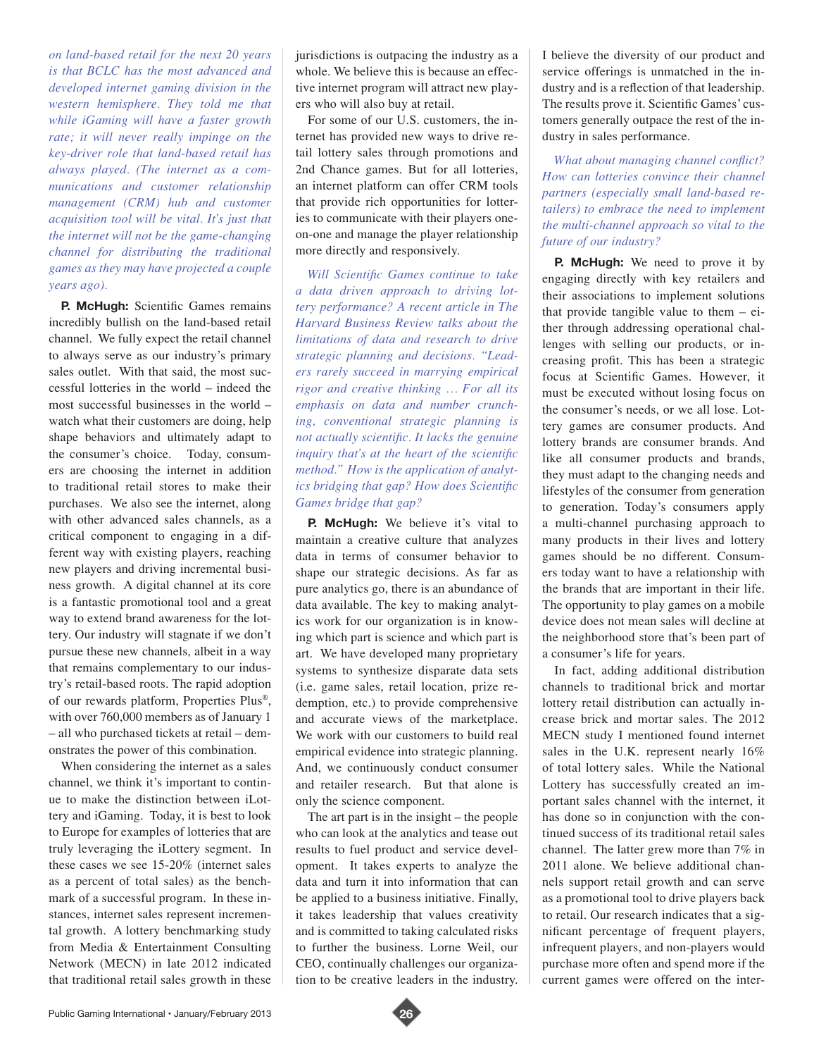*on land-based retail for the next 20 years is that BCLC has the most advanced and developed internet gaming division in the western hemisphere. They told me that while iGaming will have a faster growth rate; it will never really impinge on the key-driver role that land-based retail has always played. (The internet as a communications and customer relationship management (CRM) hub and customer acquisition tool will be vital. It's just that the internet will not be the game-changing channel for distributing the traditional games as they may have projected a couple years ago).*

**P. McHugh:** Scientific Games remains incredibly bullish on the land-based retail channel. We fully expect the retail channel to always serve as our industry's primary sales outlet. With that said, the most successful lotteries in the world – indeed the most successful businesses in the world – watch what their customers are doing, help shape behaviors and ultimately adapt to the consumer's choice. Today, consumers are choosing the internet in addition to traditional retail stores to make their purchases. We also see the internet, along with other advanced sales channels, as a critical component to engaging in a different way with existing players, reaching new players and driving incremental business growth. A digital channel at its core is a fantastic promotional tool and a great way to extend brand awareness for the lottery. Our industry will stagnate if we don't pursue these new channels, albeit in a way that remains complementary to our industry's retail-based roots. The rapid adoption of our rewards platform, Properties Plus®, with over 760,000 members as of January 1 – all who purchased tickets at retail – demonstrates the power of this combination.

When considering the internet as a sales channel, we think it's important to continue to make the distinction between iLottery and iGaming. Today, it is best to look to Europe for examples of lotteries that are truly leveraging the iLottery segment. In these cases we see 15-20% (internet sales as a percent of total sales) as the benchmark of a successful program. In these instances, internet sales represent incremental growth. A lottery benchmarking study from Media & Entertainment Consulting Network (MECN) in late 2012 indicated that traditional retail sales growth in these jurisdictions is outpacing the industry as a whole. We believe this is because an effective internet program will attract new players who will also buy at retail.

For some of our U.S. customers, the internet has provided new ways to drive retail lottery sales through promotions and 2nd Chance games. But for all lotteries, an internet platform can offer CRM tools that provide rich opportunities for lotteries to communicate with their players one-on-one and manage the player relationship more directly and responsively.

*Will Scientific Games continue to take a data driven approach to driving lottery performance? A recent article in The Harvard Business Review talks about the limitations of data and research to drive strategic planning and decisions. "Leaders rarely succeed in marrying empirical rigor and creative thinking … For all its emphasis on data and number crunching, conventional strategic planning is not actually scientific. It lacks the genuine inquiry that's at the heart of the scientific method." How is the application of analytics bridging that gap? How does Scientific Games bridge that gap?*

**P. McHugh:** We believe it's vital to maintain a creative culture that analyzes data in terms of consumer behavior to shape our strategic decisions. As far as pure analytics go, there is an abundance of data available. The key to making analytics work for our organization is in knowing which part is science and which part is art. We have developed many proprietary systems to synthesize disparate data sets (i.e. game sales, retail location, prize redemption, etc.) to provide comprehensive and accurate views of the marketplace. We work with our customers to build real empirical evidence into strategic planning. And, we continuously conduct consumer and retailer research. But that alone is only the science component.

The art part is in the insight – the people who can look at the analytics and tease out results to fuel product and service development. It takes experts to analyze the data and turn it into information that can be applied to a business initiative. Finally, it takes leadership that values creativity and is committed to taking calculated risks to further the business. Lorne Weil, our CEO, continually challenges our organization to be creative leaders in the industry. I believe the diversity of our product and service offerings is unmatched in the industry and is a reflection of that leadership. The results prove it. Scientific Games' customers generally outpace the rest of the industry in sales performance.

*What about managing channel conflict? How can lotteries convince their channel partners (especially small land-based retailers) to embrace the need to implement the multi-channel approach so vital to the future of our industry?*

**P. McHugh:** We need to prove it by engaging directly with key retailers and their associations to implement solutions that provide tangible value to them – either through addressing operational challenges with selling our products, or increasing profit. This has been a strategic focus at Scientific Games. However, it must be executed without losing focus on the consumer's needs, or we all lose. Lottery games are consumer products. And lottery brands are consumer brands. And like all consumer products and brands, they must adapt to the changing needs and lifestyles of the consumer from generation to generation. Today's consumers apply a multi-channel purchasing approach to many products in their lives and lottery games should be no different. Consumers today want to have a relationship with the brands that are important in their life. The opportunity to play games on a mobile device does not mean sales will decline at the neighborhood store that's been part of a consumer's life for years.

In fact, adding additional distribution channels to traditional brick and mortar lottery retail distribution can actually increase brick and mortar sales. The 2012 MECN study I mentioned found internet sales in the U.K. represent nearly 16% of total lottery sales. While the National Lottery has successfully created an important sales channel with the internet, it has done so in conjunction with the continued success of its traditional retail sales channel. The latter grew more than 7% in 2011 alone. We believe additional channels support retail growth and can serve as a promotional tool to drive players back to retail. Our research indicates that a significant percentage of frequent players, infrequent players, and non-players would purchase more often and spend more if the current games were offered on the inter-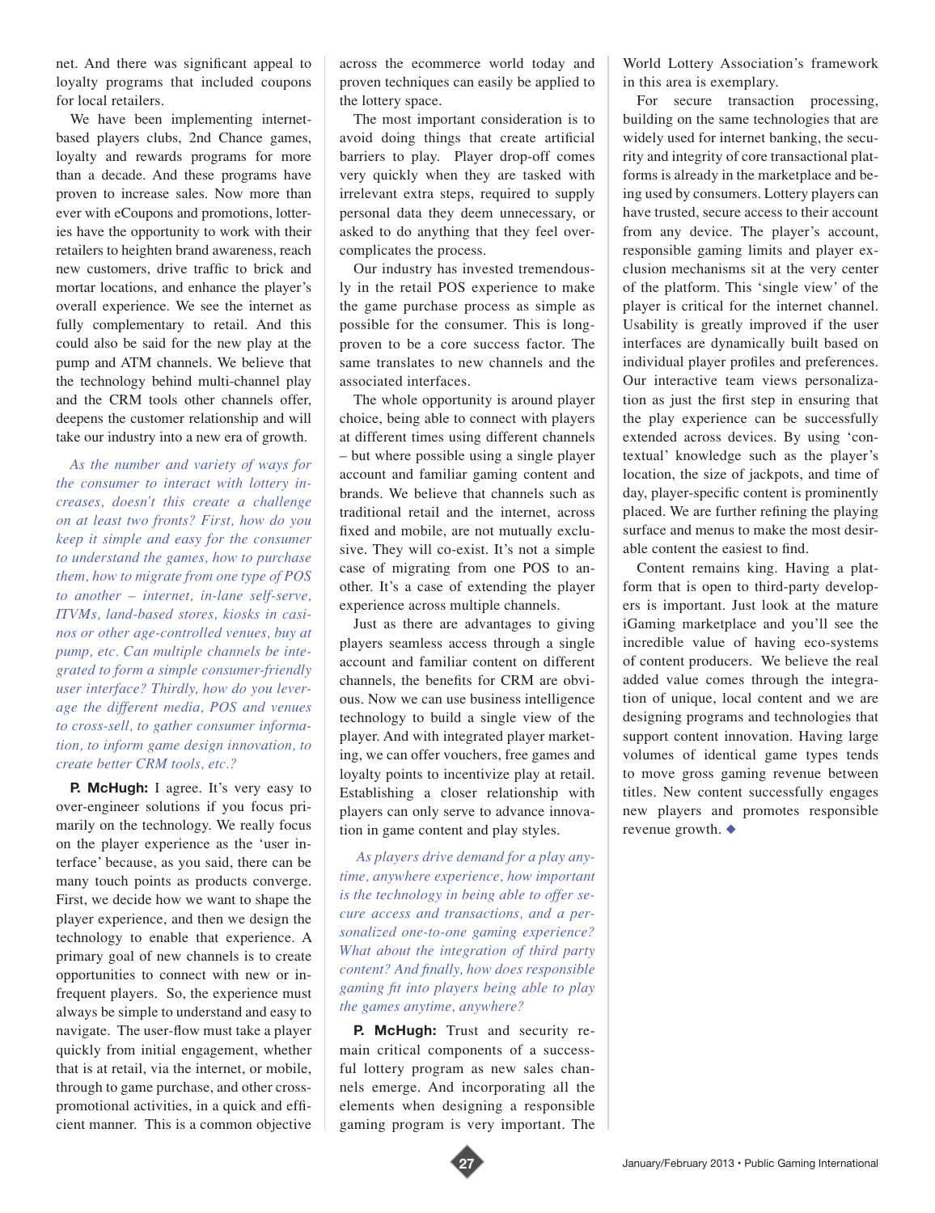net. And there was significant appeal to loyalty programs that included coupons for local retailers.

We have been implementing internet-based players clubs, 2nd Chance games, loyalty and rewards programs for more than a decade. And these programs have proven to increase sales. Now more than ever with eCoupons and promotions, lotteries have the opportunity to work with their retailers to heighten brand awareness, reach new customers, drive traffic to brick and mortar locations, and enhance the player's overall experience. We see the internet as fully complementary to retail. And this could also be said for the new play at the pump and ATM channels. We believe that the technology behind multi-channel play and the CRM tools other channels offer, deepens the customer relationship and will take our industry into a new era of growth.

*As the number and variety of ways for the consumer to interact with lottery increases, doesn't this create a challenge on at least two fronts? First, how do you keep it simple and easy for the consumer to understand the games, how to purchase them, how to migrate from one type of POS to another – internet, in-lane self-serve, ITVMs, land-based stores, kiosks in casinos or other age-controlled venues, buy at pump, etc. Can multiple channels be integrated to form a simple consumer-friendly user interface? Thirdly, how do you leverage the different media, POS and venues to cross-sell, to gather consumer information, to inform game design innovation, to create better CRM tools, etc.?*

**P. McHugh:** I agree. It's very easy to over-engineer solutions if you focus primarily on the technology. We really focus on the player experience as the 'user interface' because, as you said, there can be many touch points as products converge. First, we decide how we want to shape the player experience, and then we design the technology to enable that experience. A primary goal of new channels is to create opportunities to connect with new or infrequent players. So, the experience must always be simple to understand and easy to navigate. The user-flow must take a player quickly from initial engagement, whether that is at retail, via the internet, or mobile, through to game purchase, and other cross-promotional activities, in a quick and efficient manner. This is a common objective across the ecommerce world today and proven techniques can easily be applied to the lottery space.

The most important consideration is to avoid doing things that create artificial barriers to play. Player drop-off comes very quickly when they are tasked with irrelevant extra steps, required to supply personal data they deem unnecessary, or asked to do anything that they feel over-complicates the process.

Our industry has invested tremendously in the retail POS experience to make the game purchase process as simple as possible for the consumer. This is long-proven to be a core success factor. The same translates to new channels and the associated interfaces.

The whole opportunity is around player choice, being able to connect with players at different times using different channels – but where possible using a single player account and familiar gaming content and brands. We believe that channels such as traditional retail and the internet, across fixed and mobile, are not mutually exclusive. They will co-exist. It's not a simple case of migrating from one POS to another. It's a case of extending the player experience across multiple channels.

Just as there are advantages to giving players seamless access through a single account and familiar content on different channels, the benefits for CRM are obvious. Now we can use business intelligence technology to build a single view of the player. And with integrated player marketing, we can offer vouchers, free games and loyalty points to incentivize play at retail. Establishing a closer relationship with players can only serve to advance innovation in game content and play styles.

*As players drive demand for a play anytime, anywhere experience, how important is the technology in being able to offer secure access and transactions, and a personalized one-to-one gaming experience? What about the integration of third party content? And finally, how does responsible gaming fit into players being able to play the games anytime, anywhere?*

**P. McHugh:** Trust and security remain critical components of a successful lottery program as new sales channels emerge. And incorporating all the elements when designing a responsible gaming program is very important. The World Lottery Association's framework in this area is exemplary.

For secure transaction processing, building on the same technologies that are widely used for internet banking, the security and integrity of core transactional platforms is already in the marketplace and being used by consumers. Lottery players can have trusted, secure access to their account from any device. The player's account, responsible gaming limits and player exclusion mechanisms sit at the very center of the platform. This 'single view' of the player is critical for the internet channel. Usability is greatly improved if the user interfaces are dynamically built based on individual player profiles and preferences. Our interactive team views personalization as just the first step in ensuring that the play experience can be successfully extended across devices. By using 'contextual' knowledge such as the player's location, the size of jackpots, and time of day, player-specific content is prominently placed. We are further refining the playing surface and menus to make the most desirable content the easiest to find.

Content remains king. Having a platform that is open to third-party developers is important. Just look at the mature iGaming marketplace and you'll see the incredible value of having eco-systems of content producers. We believe the real added value comes through the integration of unique, local content and we are designing programs and technologies that support content innovation. Having large volumes of identical game types tends to move gross gaming revenue between titles. New content successfully engages new players and promotes responsible revenue growth. ◆